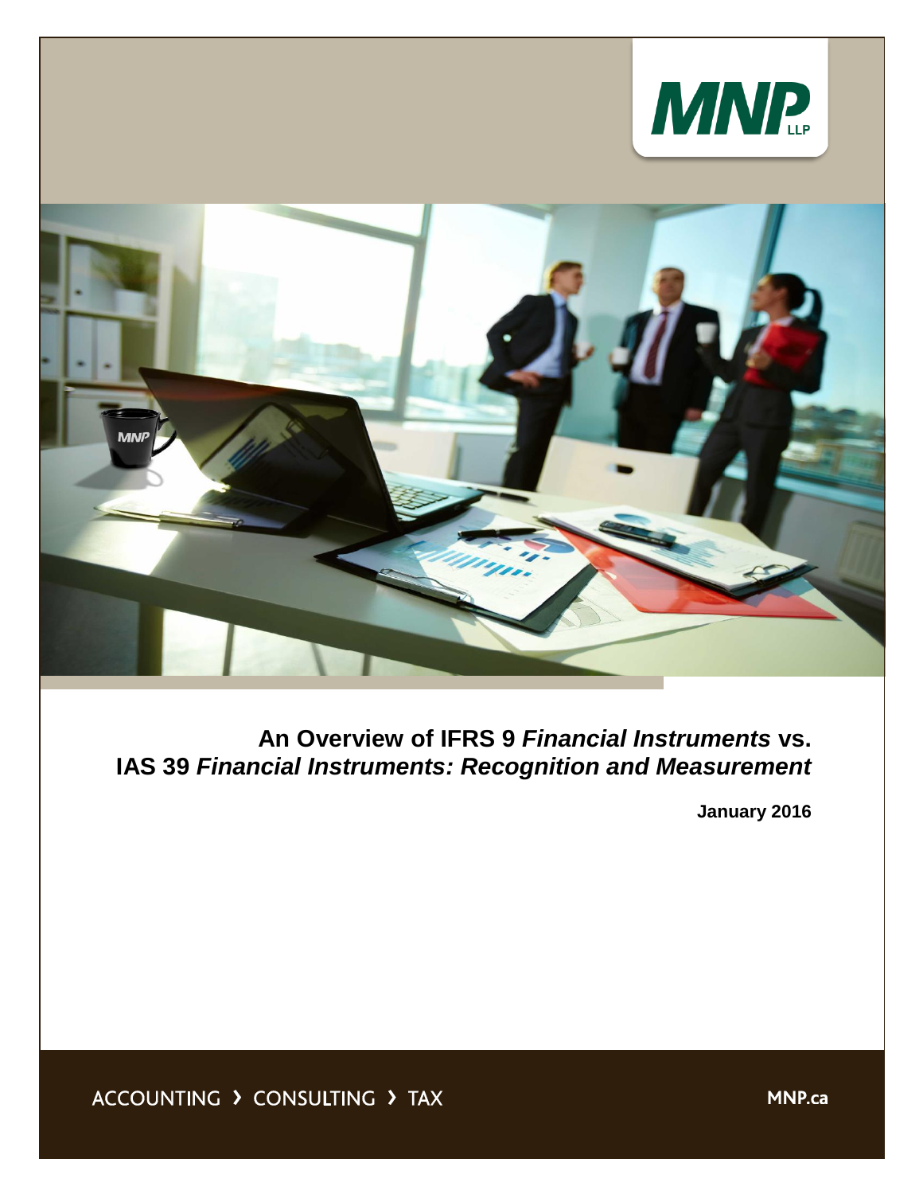MNP LLP

# An Overview of IFRS 9 *Financial Instruments* vs. IAS 39 *Financial Instruments: Recognition and Measurement*

**January 2016**

ACCOUNTING › CONSULTING › TAX

MNP.ca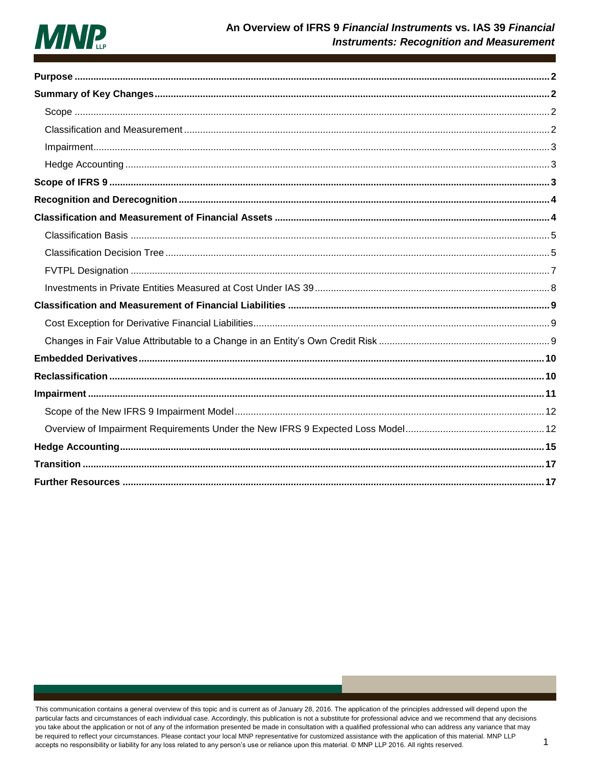**Purpose** .......... 2

**Summary of Key Changes** .......... 2

- Scope .......... 2
- Classification and Measurement .......... 2
- Impairment .......... 3
- Hedge Accounting .......... 3

**Scope of IFRS 9** .......... 3

**Recognition and Derecognition** .......... 4

**Classification and Measurement of Financial Assets** .......... 4

- Classification Basis .......... 5
- Classification Decision Tree .......... 5
- FVTPL Designation .......... 7
- Investments in Private Entities Measured at Cost Under IAS 39 .......... 8

**Classification and Measurement of Financial Liabilities** .......... 9

- Cost Exception for Derivative Financial Liabilities .......... 9
- Changes in Fair Value Attributable to a Change in an Entity's Own Credit Risk .......... 9

**Embedded Derivatives** .......... 10

**Reclassification** .......... 10

**Impairment** .......... 11

- Scope of the New IFRS 9 Impairment Model .......... 12
- Overview of Impairment Requirements Under the New IFRS 9 Expected Loss Model .......... 12

**Hedge Accounting** .......... 15

**Transition** .......... 17

**Further Resources** .......... 17

This communication contains a general overview of this topic and is current as of January 28, 2016. The application of the principles addressed will depend upon the particular facts and circumstances of each individual case. Accordingly, this publication is not a substitute for professional advice and we recommend that any decisions you take about the application or not of any of the information presented be made in consultation with a qualified professional who can address any variance that may be required to reflect your circumstances. Please contact your local MNP representative for customized assistance with the application of this material. MNP LLP accepts no responsibility or liability for any loss related to any person's use or reliance upon this material. © MNP LLP 2016. All rights reserved.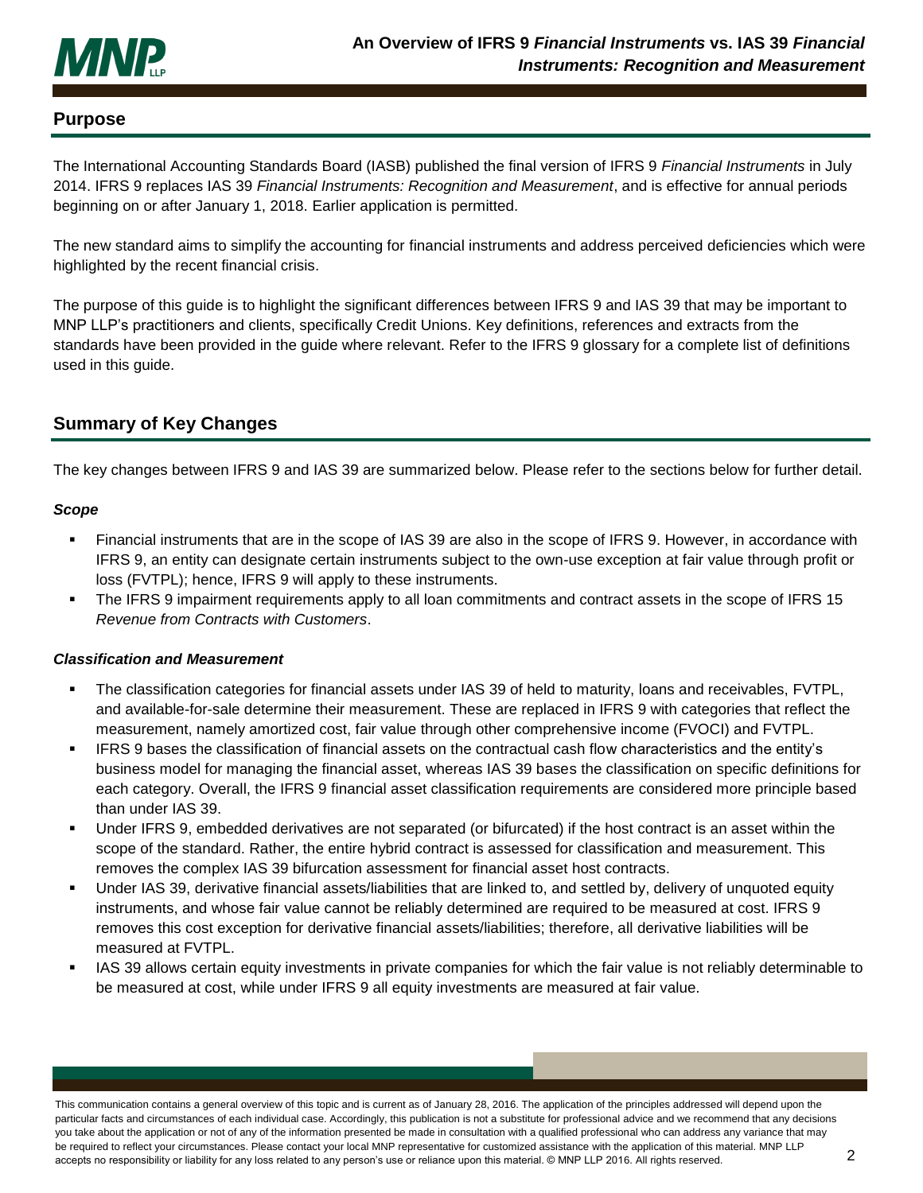## Purpose

The International Accounting Standards Board (IASB) published the final version of IFRS 9 *Financial Instruments* in July 2014. IFRS 9 replaces IAS 39 *Financial Instruments: Recognition and Measurement*, and is effective for annual periods beginning on or after January 1, 2018. Earlier application is permitted.

The new standard aims to simplify the accounting for financial instruments and address perceived deficiencies which were highlighted by the recent financial crisis.

The purpose of this guide is to highlight the significant differences between IFRS 9 and IAS 39 that may be important to MNP LLP's practitioners and clients, specifically Credit Unions. Key definitions, references and extracts from the standards have been provided in the guide where relevant. Refer to the IFRS 9 glossary for a complete list of definitions used in this guide.

## Summary of Key Changes

The key changes between IFRS 9 and IAS 39 are summarized below. Please refer to the sections below for further detail.

### *Scope*

- Financial instruments that are in the scope of IAS 39 are also in the scope of IFRS 9. However, in accordance with IFRS 9, an entity can designate certain instruments subject to the own-use exception at fair value through profit or loss (FVTPL); hence, IFRS 9 will apply to these instruments.
- The IFRS 9 impairment requirements apply to all loan commitments and contract assets in the scope of IFRS 15 *Revenue from Contracts with Customers*.

### *Classification and Measurement*

- The classification categories for financial assets under IAS 39 of held to maturity, loans and receivables, FVTPL, and available-for-sale determine their measurement. These are replaced in IFRS 9 with categories that reflect the measurement, namely amortized cost, fair value through other comprehensive income (FVOCI) and FVTPL.
- IFRS 9 bases the classification of financial assets on the contractual cash flow characteristics and the entity's business model for managing the financial asset, whereas IAS 39 bases the classification on specific definitions for each category. Overall, the IFRS 9 financial asset classification requirements are considered more principle based than under IAS 39.
- Under IFRS 9, embedded derivatives are not separated (or bifurcated) if the host contract is an asset within the scope of the standard. Rather, the entire hybrid contract is assessed for classification and measurement. This removes the complex IAS 39 bifurcation assessment for financial asset host contracts.
- Under IAS 39, derivative financial assets/liabilities that are linked to, and settled by, delivery of unquoted equity instruments, and whose fair value cannot be reliably determined are required to be measured at cost. IFRS 9 removes this cost exception for derivative financial assets/liabilities; therefore, all derivative liabilities will be measured at FVTPL.
- IAS 39 allows certain equity investments in private companies for which the fair value is not reliably determinable to be measured at cost, while under IFRS 9 all equity investments are measured at fair value.

This communication contains a general overview of this topic and is current as of January 28, 2016. The application of the principles addressed will depend upon the particular facts and circumstances of each individual case. Accordingly, this publication is not a substitute for professional advice and we recommend that any decisions you take about the application or not of any of the information presented be made in consultation with a qualified professional who can address any variance that may be required to reflect your circumstances. Please contact your local MNP representative for customized assistance with the application of this material. MNP LLP accepts no responsibility or liability for any loss related to any person's use or reliance upon this material. © MNP LLP 2016. All rights reserved.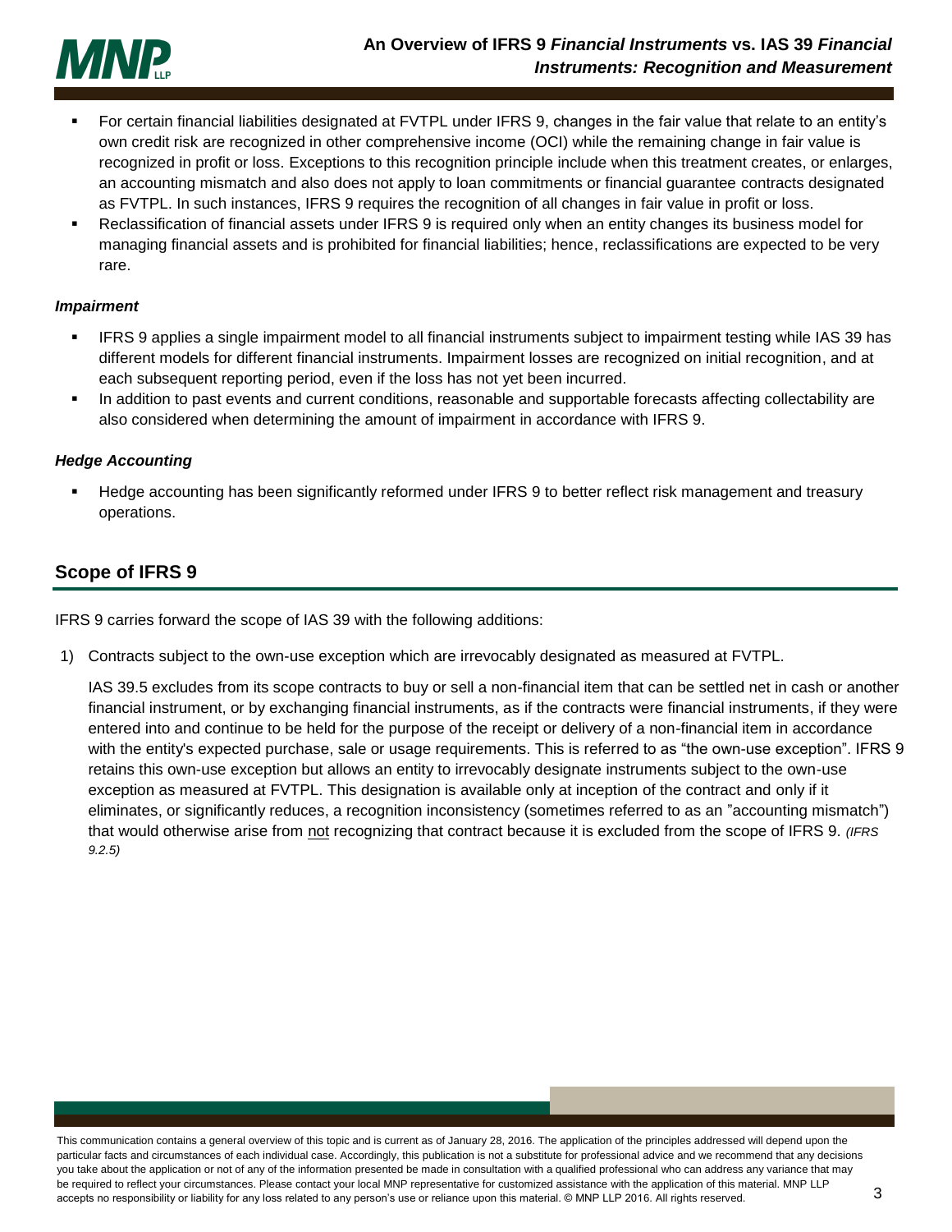- For certain financial liabilities designated at FVTPL under IFRS 9, changes in the fair value that relate to an entity's own credit risk are recognized in other comprehensive income (OCI) while the remaining change in fair value is recognized in profit or loss. Exceptions to this recognition principle include when this treatment creates, or enlarges, an accounting mismatch and also does not apply to loan commitments or financial guarantee contracts designated as FVTPL. In such instances, IFRS 9 requires the recognition of all changes in fair value in profit or loss.
- Reclassification of financial assets under IFRS 9 is required only when an entity changes its business model for managing financial assets and is prohibited for financial liabilities; hence, reclassifications are expected to be very rare.

***Impairment***

- IFRS 9 applies a single impairment model to all financial instruments subject to impairment testing while IAS 39 has different models for different financial instruments. Impairment losses are recognized on initial recognition, and at each subsequent reporting period, even if the loss has not yet been incurred.
- In addition to past events and current conditions, reasonable and supportable forecasts affecting collectability are also considered when determining the amount of impairment in accordance with IFRS 9.

***Hedge Accounting***

- Hedge accounting has been significantly reformed under IFRS 9 to better reflect risk management and treasury operations.

## Scope of IFRS 9

IFRS 9 carries forward the scope of IAS 39 with the following additions:

1) Contracts subject to the own-use exception which are irrevocably designated as measured at FVTPL.

   IAS 39.5 excludes from its scope contracts to buy or sell a non-financial item that can be settled net in cash or another financial instrument, or by exchanging financial instruments, as if the contracts were financial instruments, if they were entered into and continue to be held for the purpose of the receipt or delivery of a non-financial item in accordance with the entity's expected purchase, sale or usage requirements. This is referred to as "the own-use exception". IFRS 9 retains this own-use exception but allows an entity to irrevocably designate instruments subject to the own-use exception as measured at FVTPL. This designation is available only at inception of the contract and only if it eliminates, or significantly reduces, a recognition inconsistency (sometimes referred to as an "accounting mismatch") that would otherwise arise from not recognizing that contract because it is excluded from the scope of IFRS 9. ***(IFRS 9.2.5)***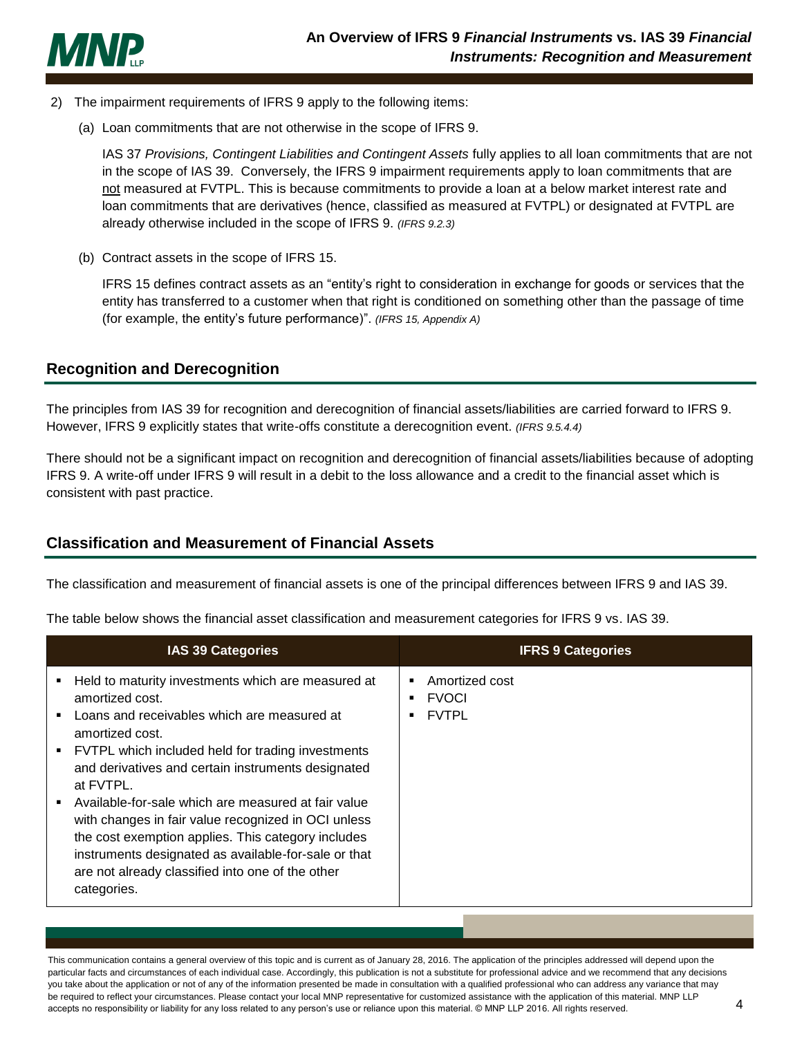2) The impairment requirements of IFRS 9 apply to the following items:

   (a) Loan commitments that are not otherwise in the scope of IFRS 9.

   IAS 37 *Provisions, Contingent Liabilities and Contingent Assets* fully applies to all loan commitments that are not in the scope of IAS 39. Conversely, the IFRS 9 impairment requirements apply to loan commitments that are not measured at FVTPL. This is because commitments to provide a loan at a below market interest rate and loan commitments that are derivatives (hence, classified as measured at FVTPL) or designated at FVTPL are already otherwise included in the scope of IFRS 9. *(IFRS 9.2.3)*

   (b) Contract assets in the scope of IFRS 15.

   IFRS 15 defines contract assets as an "entity's right to consideration in exchange for goods or services that the entity has transferred to a customer when that right is conditioned on something other than the passage of time (for example, the entity's future performance)". *(IFRS 15, Appendix A)*

## Recognition and Derecognition

The principles from IAS 39 for recognition and derecognition of financial assets/liabilities are carried forward to IFRS 9. However, IFRS 9 explicitly states that write-offs constitute a derecognition event. *(IFRS 9.5.4.4)*

There should not be a significant impact on recognition and derecognition of financial assets/liabilities because of adopting IFRS 9. A write-off under IFRS 9 will result in a debit to the loss allowance and a credit to the financial asset which is consistent with past practice.

## Classification and Measurement of Financial Assets

The classification and measurement of financial assets is one of the principal differences between IFRS 9 and IAS 39.

The table below shows the financial asset classification and measurement categories for IFRS 9 vs. IAS 39.

| IAS 39 Categories | IFRS 9 Categories |
|---|---|
| ▪ Held to maturity investments which are measured at amortized cost.<br>▪ Loans and receivables which are measured at amortized cost.<br>▪ FVTPL which included held for trading investments and derivatives and certain instruments designated at FVTPL.<br>▪ Available-for-sale which are measured at fair value with changes in fair value recognized in OCI unless the cost exemption applies. This category includes instruments designated as available-for-sale or that are not already classified into one of the other categories. | ▪ Amortized cost<br>▪ FVOCI<br>▪ FVTPL |

This communication contains a general overview of this topic and is current as of January 28, 2016. The application of the principles addressed will depend upon the particular facts and circumstances of each individual case. Accordingly, this publication is not a substitute for professional advice and we recommend that any decisions you take about the application or not of any of the information presented be made in consultation with a qualified professional who can address any variance that may be required to reflect your circumstances. Please contact your local MNP representative for customized assistance with the application of this material. MNP LLP accepts no responsibility or liability for any loss related to any person's use or reliance upon this material. © MNP LLP 2016. All rights reserved.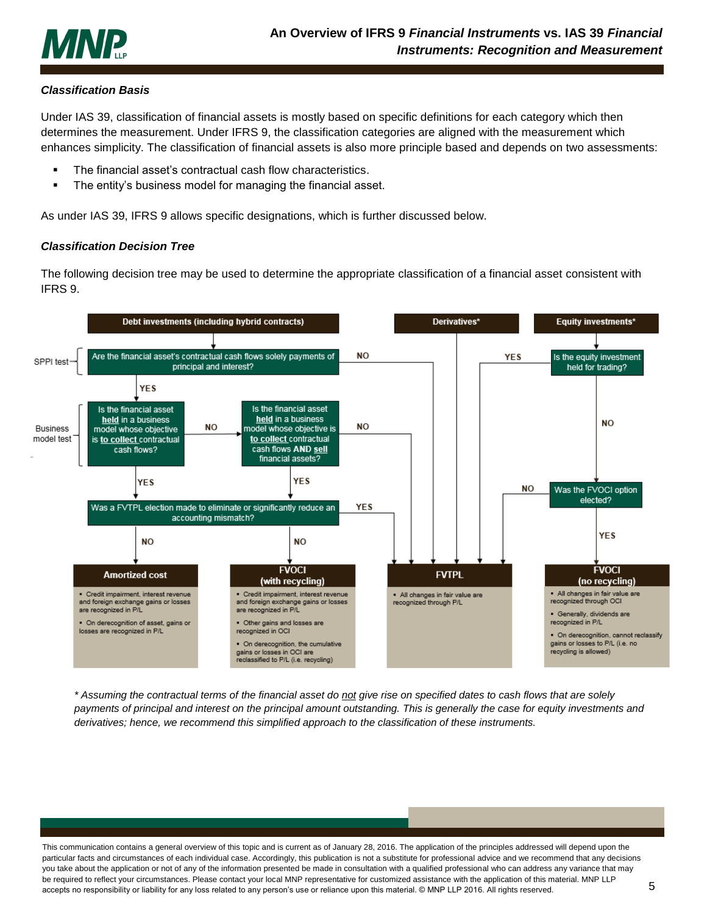### *Classification Basis*

Under IAS 39, classification of financial assets is mostly based on specific definitions for each category which then determines the measurement. Under IFRS 9, the classification categories are aligned with the measurement which enhances simplicity. The classification of financial assets is also more principle based and depends on two assessments:

- The financial asset's contractual cash flow characteristics.
- The entity's business model for managing the financial asset.

As under IAS 39, IFRS 9 allows specific designations, which is further discussed below.

### *Classification Decision Tree*

The following decision tree may be used to determine the appropriate classification of a financial asset consistent with IFRS 9.

**Debt investments (including hybrid contracts)**

SPPI test: Are the financial asset's contractual cash flows solely payments of principal and interest?
- NO → FVTPL
- YES → Business model test

Business model test: Is the financial asset **held** in a business model whose objective is **to collect** contractual cash flows?
- YES → Was a FVTPL election made to eliminate or significantly reduce an accounting mismatch?
- NO → Is the financial asset **held** in a business model whose objective is **to collect** contractual cash flows **AND sell** financial assets?
  - YES → Was a FVTPL election made to eliminate or significantly reduce an accounting mismatch?
  - NO → FVTPL

Was a FVTPL election made to eliminate or significantly reduce an accounting mismatch?
- YES → FVTPL
- NO → Amortized cost (held to collect) / FVOCI (with recycling) (held to collect and sell)

**Derivatives*** → FVTPL

**Equity investments***: Is the equity investment held for trading?
- YES → FVTPL
- NO → Was the FVOCI option elected?
  - YES → FVOCI (no recycling)
  - NO → FVTPL

| Amortized cost | FVOCI (with recycling) | FVTPL | FVOCI (no recycling) |
|---|---|---|---|
| ▪ Credit impairment, interest revenue and foreign exchange gains or losses are recognized in P/L<br>▪ On derecognition of asset, gains or losses are recognized in P/L | ▪ Credit impairment, interest revenue and foreign exchange gains or losses are recognized in P/L<br>▪ Other gains and losses are recognized in OCI<br>▪ On derecognition, the cumulative gains or losses in OCI are reclassified to P/L (i.e. recycling) | ▪ All changes in fair value are recognized through P/L | ▪ All changes in fair value are recognized through OCI<br>▪ Generally, dividends are recognized in P/L<br>▪ On derecognition, cannot reclassify gains or losses to P/L (i.e. no recycling is allowed) |

*\* Assuming the contractual terms of the financial asset do not give rise on specified dates to cash flows that are solely payments of principal and interest on the principal amount outstanding. This is generally the case for equity investments and derivatives; hence, we recommend this simplified approach to the classification of these instruments.*

This communication contains a general overview of this topic and is current as of January 28, 2016. The application of the principles addressed will depend upon the particular facts and circumstances of each individual case. Accordingly, this publication is not a substitute for professional advice and we recommend that any decisions you take about the application or not of any of the information presented be made in consultation with a qualified professional who can address any variance that may be required to reflect your circumstances. Please contact your local MNP representative for customized assistance with the application of this material. MNP LLP accepts no responsibility or liability for any loss related to any person's use or reliance upon this material. © MNP LLP 2016. All rights reserved.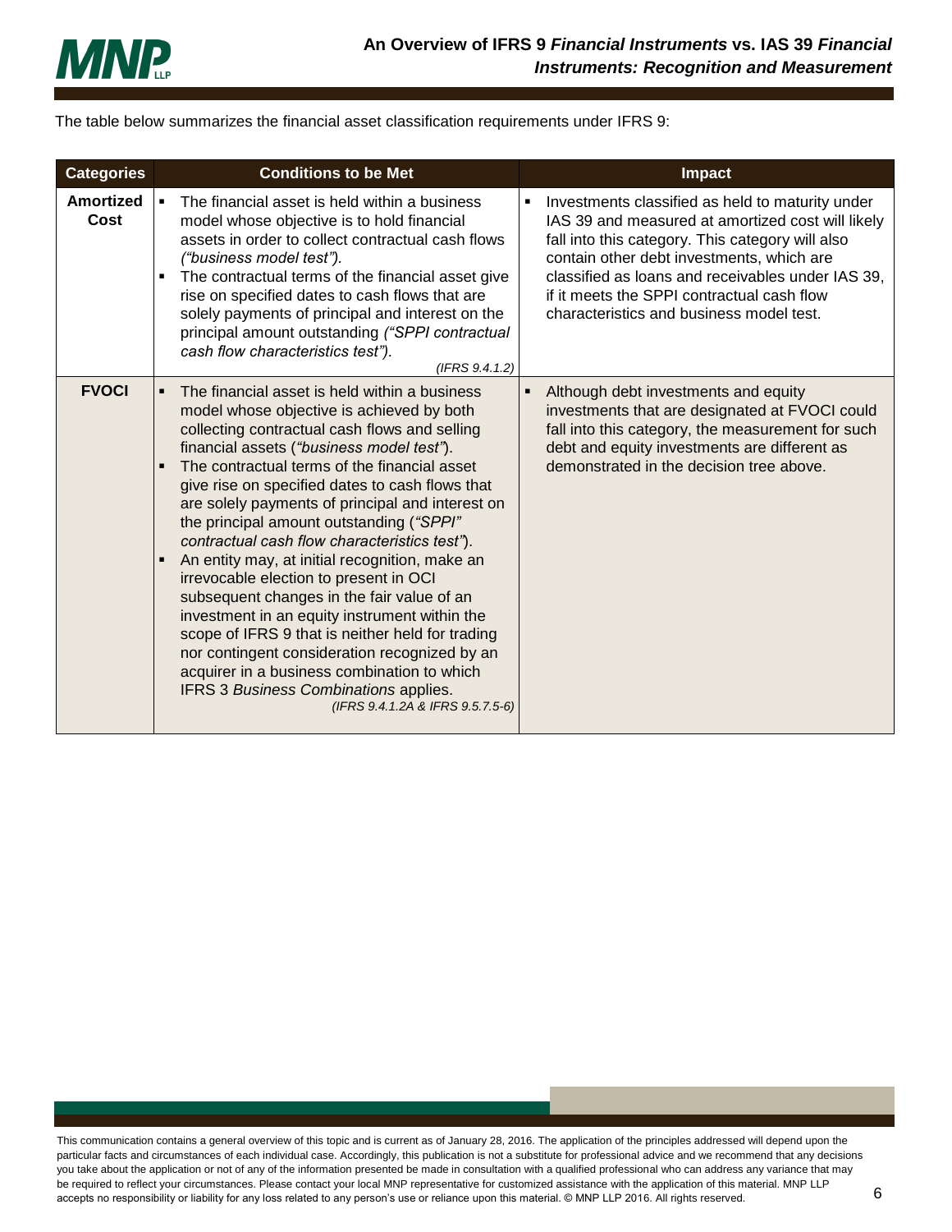The table below summarizes the financial asset classification requirements under IFRS 9:

| Categories | Conditions to be Met | Impact |
|---|---|---|
| **Amortized Cost** | ▪ The financial asset is held within a business model whose objective is to hold financial assets in order to collect contractual cash flows *("business model test").*<br>▪ The contractual terms of the financial asset give rise on specified dates to cash flows that are solely payments of principal and interest on the principal amount outstanding *("SPPI contractual cash flow characteristics test").*<br>*(IFRS 9.4.1.2)* | ▪ Investments classified as held to maturity under IAS 39 and measured at amortized cost will likely fall into this category. This category will also contain other debt investments, which are classified as loans and receivables under IAS 39, if it meets the SPPI contractual cash flow characteristics and business model test. |
| **FVOCI** | ▪ The financial asset is held within a business model whose objective is achieved by both collecting contractual cash flows and selling financial assets (*"business model test"*).<br>▪ The contractual terms of the financial asset give rise on specified dates to cash flows that are solely payments of principal and interest on the principal amount outstanding (*"SPPI" contractual cash flow characteristics test"*).<br>▪ An entity may, at initial recognition, make an irrevocable election to present in OCI subsequent changes in the fair value of an investment in an equity instrument within the scope of IFRS 9 that is neither held for trading nor contingent consideration recognized by an acquirer in a business combination to which IFRS 3 *Business Combinations* applies.<br>*(IFRS 9.4.1.2A & IFRS 9.5.7.5-6)* | ▪ Although debt investments and equity investments that are designated at FVOCI could fall into this category, the measurement for such debt and equity investments are different as demonstrated in the decision tree above. |

This communication contains a general overview of this topic and is current as of January 28, 2016. The application of the principles addressed will depend upon the particular facts and circumstances of each individual case. Accordingly, this publication is not a substitute for professional advice and we recommend that any decisions you take about the application or not of any of the information presented be made in consultation with a qualified professional who can address any variance that may be required to reflect your circumstances. Please contact your local MNP representative for customized assistance with the application of this material. MNP LLP accepts no responsibility or liability for any loss related to any person's use or reliance upon this material. © MNP LLP 2016. All rights reserved.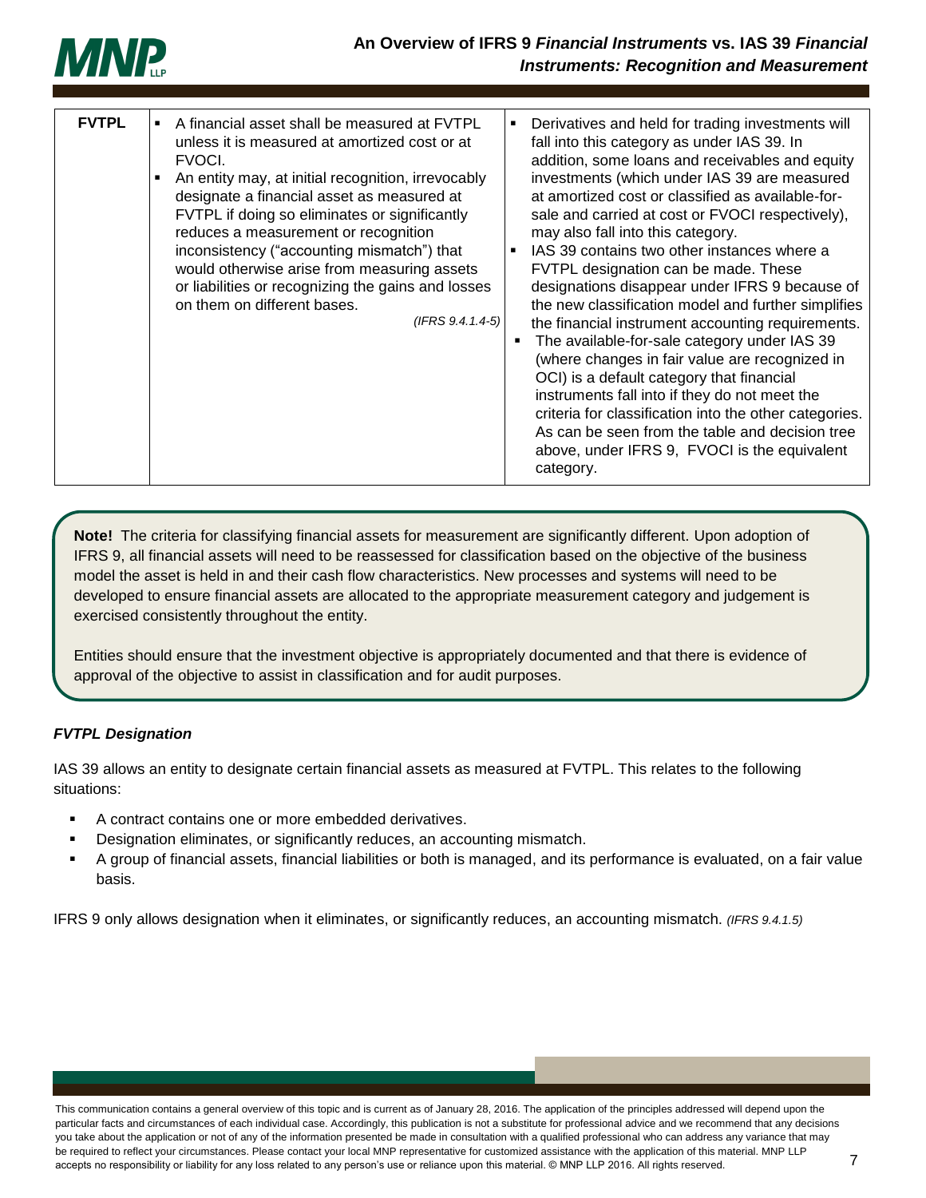| FVTPL | ▪ A financial asset shall be measured at FVTPL unless it is measured at amortized cost or at FVOCI.<br>▪ An entity may, at initial recognition, irrevocably designate a financial asset as measured at FVTPL if doing so eliminates or significantly reduces a measurement or recognition inconsistency ("accounting mismatch") that would otherwise arise from measuring assets or liabilities or recognizing the gains and losses on them on different bases.<br>*(IFRS 9.4.1.4-5)* | ▪ Derivatives and held for trading investments will fall into this category as under IAS 39. In addition, some loans and receivables and equity investments (which under IAS 39 are measured at amortized cost or classified as available-for-sale and carried at cost or FVOCI respectively), may also fall into this category.<br>▪ IAS 39 contains two other instances where a FVTPL designation can be made. These designations disappear under IFRS 9 because of the new classification model and further simplifies the financial instrument accounting requirements.<br>▪ The available-for-sale category under IAS 39 (where changes in fair value are recognized in OCI) is a default category that financial instruments fall into if they do not meet the criteria for classification into the other categories. As can be seen from the table and decision tree above, under IFRS 9, FVOCI is the equivalent category. |
|---|---|---|

**Note!** The criteria for classifying financial assets for measurement are significantly different. Upon adoption of IFRS 9, all financial assets will need to be reassessed for classification based on the objective of the business model the asset is held in and their cash flow characteristics. New processes and systems will need to be developed to ensure financial assets are allocated to the appropriate measurement category and judgement is exercised consistently throughout the entity.

Entities should ensure that the investment objective is appropriately documented and that there is evidence of approval of the objective to assist in classification and for audit purposes.

### *FVTPL Designation*

IAS 39 allows an entity to designate certain financial assets as measured at FVTPL. This relates to the following situations:

- A contract contains one or more embedded derivatives.
- Designation eliminates, or significantly reduces, an accounting mismatch.
- A group of financial assets, financial liabilities or both is managed, and its performance is evaluated, on a fair value basis.

IFRS 9 only allows designation when it eliminates, or significantly reduces, an accounting mismatch. *(IFRS 9.4.1.5)*

This communication contains a general overview of this topic and is current as of January 28, 2016. The application of the principles addressed will depend upon the particular facts and circumstances of each individual case. Accordingly, this publication is not a substitute for professional advice and we recommend that any decisions you take about the application or not of any of the information presented be made in consultation with a qualified professional who can address any variance that may be required to reflect your circumstances. Please contact your local MNP representative for customized assistance with the application of this material. MNP LLP accepts no responsibility or liability for any loss related to any person's use or reliance upon this material. © MNP LLP 2016. All rights reserved.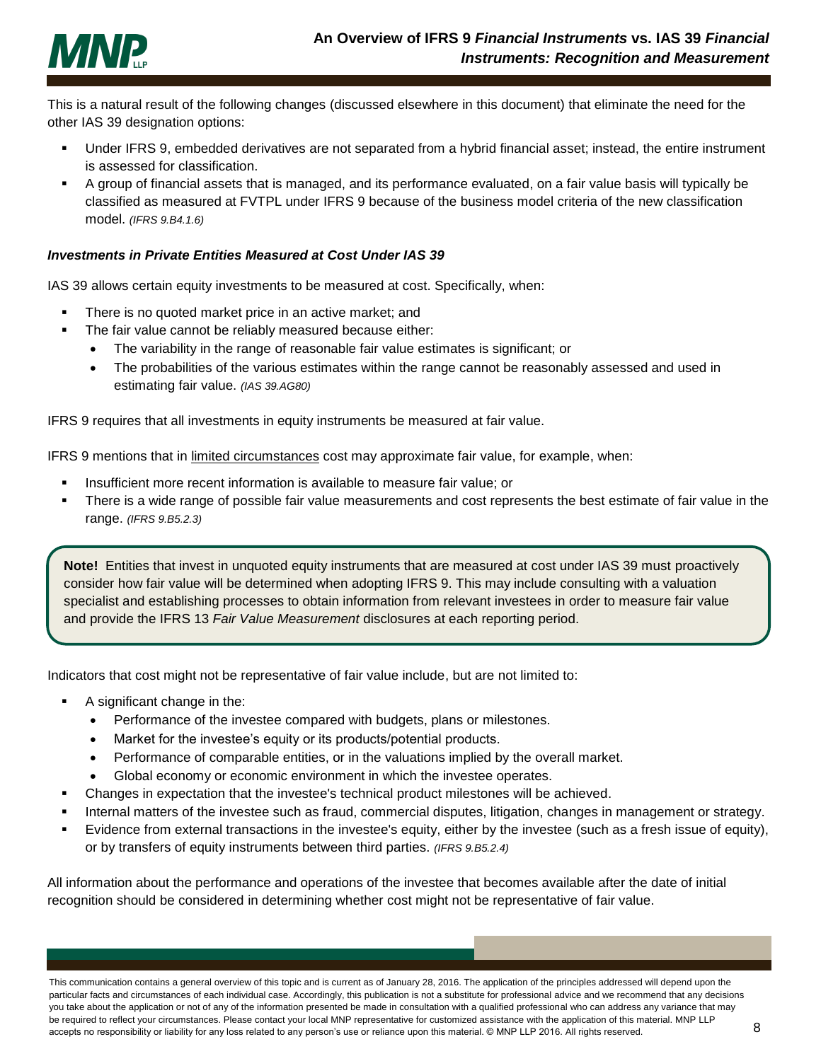This is a natural result of the following changes (discussed elsewhere in this document) that eliminate the need for the other IAS 39 designation options:

- Under IFRS 9, embedded derivatives are not separated from a hybrid financial asset; instead, the entire instrument is assessed for classification.
- A group of financial assets that is managed, and its performance evaluated, on a fair value basis will typically be classified as measured at FVTPL under IFRS 9 because of the business model criteria of the new classification model. *(IFRS 9.B4.1.6)*

***Investments in Private Entities Measured at Cost Under IAS 39***

IAS 39 allows certain equity investments to be measured at cost. Specifically, when:

- There is no quoted market price in an active market; and
- The fair value cannot be reliably measured because either:
  - The variability in the range of reasonable fair value estimates is significant; or
  - The probabilities of the various estimates within the range cannot be reasonably assessed and used in estimating fair value. *(IAS 39.AG80)*

IFRS 9 requires that all investments in equity instruments be measured at fair value.

IFRS 9 mentions that in limited circumstances cost may approximate fair value, for example, when:

- Insufficient more recent information is available to measure fair value; or
- There is a wide range of possible fair value measurements and cost represents the best estimate of fair value in the range. *(IFRS 9.B5.2.3)*

> **Note!** Entities that invest in unquoted equity instruments that are measured at cost under IAS 39 must proactively consider how fair value will be determined when adopting IFRS 9. This may include consulting with a valuation specialist and establishing processes to obtain information from relevant investees in order to measure fair value and provide the IFRS 13 *Fair Value Measurement* disclosures at each reporting period.

Indicators that cost might not be representative of fair value include, but are not limited to:

- A significant change in the:
  - Performance of the investee compared with budgets, plans or milestones.
  - Market for the investee's equity or its products/potential products.
  - Performance of comparable entities, or in the valuations implied by the overall market.
  - Global economy or economic environment in which the investee operates.
- Changes in expectation that the investee's technical product milestones will be achieved.
- Internal matters of the investee such as fraud, commercial disputes, litigation, changes in management or strategy.
- Evidence from external transactions in the investee's equity, either by the investee (such as a fresh issue of equity), or by transfers of equity instruments between third parties. *(IFRS 9.B5.2.4)*

All information about the performance and operations of the investee that becomes available after the date of initial recognition should be considered in determining whether cost might not be representative of fair value.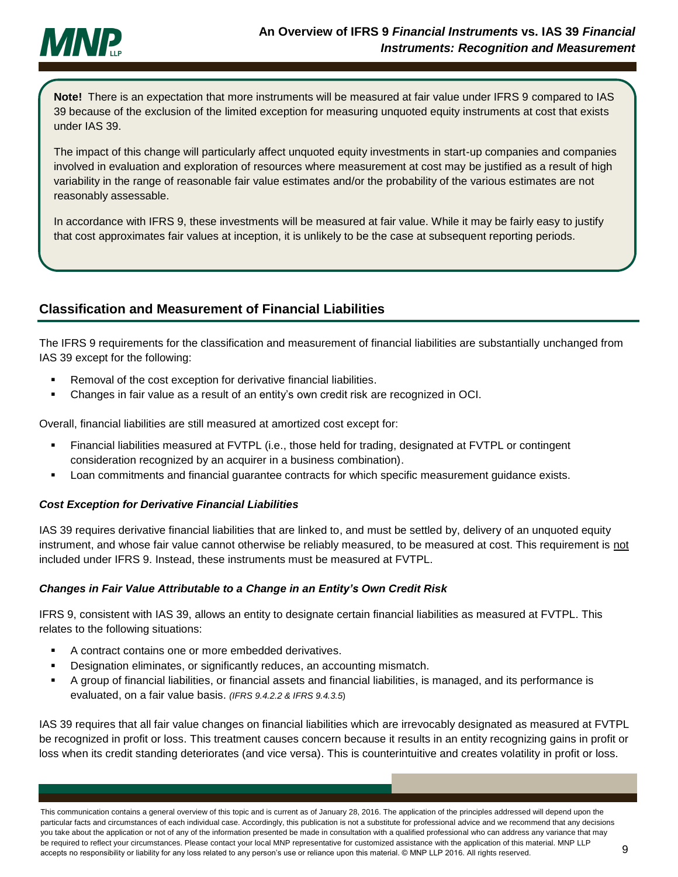**Note!** There is an expectation that more instruments will be measured at fair value under IFRS 9 compared to IAS 39 because of the exclusion of the limited exception for measuring unquoted equity instruments at cost that exists under IAS 39.

The impact of this change will particularly affect unquoted equity investments in start-up companies and companies involved in evaluation and exploration of resources where measurement at cost may be justified as a result of high variability in the range of reasonable fair value estimates and/or the probability of the various estimates are not reasonably assessable.

In accordance with IFRS 9, these investments will be measured at fair value. While it may be fairly easy to justify that cost approximates fair values at inception, it is unlikely to be the case at subsequent reporting periods.

## Classification and Measurement of Financial Liabilities

The IFRS 9 requirements for the classification and measurement of financial liabilities are substantially unchanged from IAS 39 except for the following:

- Removal of the cost exception for derivative financial liabilities.
- Changes in fair value as a result of an entity's own credit risk are recognized in OCI.

Overall, financial liabilities are still measured at amortized cost except for:

- Financial liabilities measured at FVTPL (i.e., those held for trading, designated at FVTPL or contingent consideration recognized by an acquirer in a business combination).
- Loan commitments and financial guarantee contracts for which specific measurement guidance exists.

### *Cost Exception for Derivative Financial Liabilities*

IAS 39 requires derivative financial liabilities that are linked to, and must be settled by, delivery of an unquoted equity instrument, and whose fair value cannot otherwise be reliably measured, to be measured at cost. This requirement is not included under IFRS 9. Instead, these instruments must be measured at FVTPL.

### *Changes in Fair Value Attributable to a Change in an Entity's Own Credit Risk*

IFRS 9, consistent with IAS 39, allows an entity to designate certain financial liabilities as measured at FVTPL. This relates to the following situations:

- A contract contains one or more embedded derivatives.
- Designation eliminates, or significantly reduces, an accounting mismatch.
- A group of financial liabilities, or financial assets and financial liabilities, is managed, and its performance is evaluated, on a fair value basis. *(IFRS 9.4.2.2 & IFRS 9.4.3.5)*

IAS 39 requires that all fair value changes on financial liabilities which are irrevocably designated as measured at FVTPL be recognized in profit or loss. This treatment causes concern because it results in an entity recognizing gains in profit or loss when its credit standing deteriorates (and vice versa). This is counterintuitive and creates volatility in profit or loss.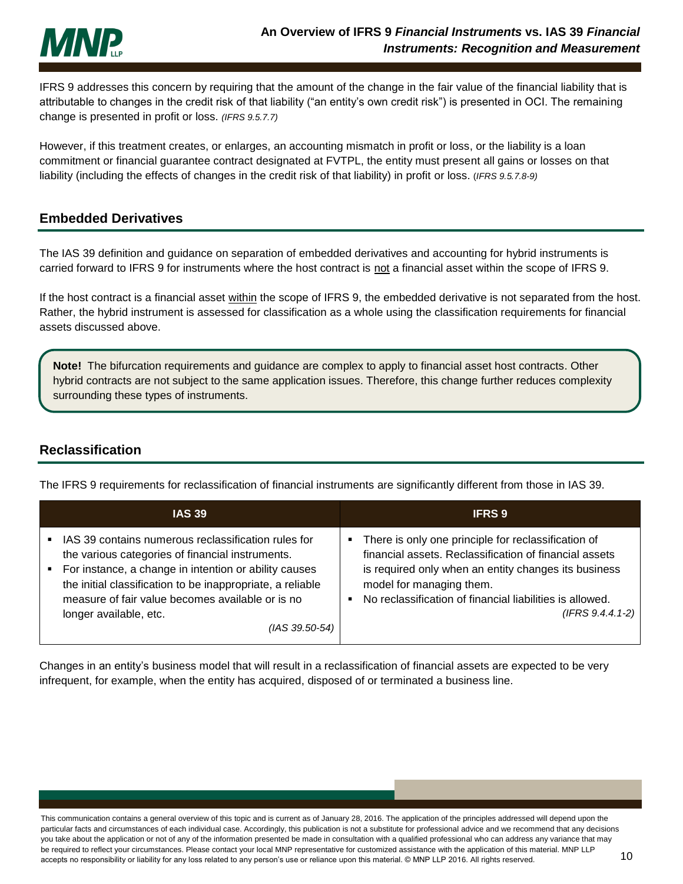IFRS 9 addresses this concern by requiring that the amount of the change in the fair value of the financial liability that is attributable to changes in the credit risk of that liability ("an entity's own credit risk") is presented in OCI. The remaining change is presented in profit or loss. *(IFRS 9.5.7.7)*

However, if this treatment creates, or enlarges, an accounting mismatch in profit or loss, or the liability is a loan commitment or financial guarantee contract designated at FVTPL, the entity must present all gains or losses on that liability (including the effects of changes in the credit risk of that liability) in profit or loss. (*IFRS 9.5.7.8-9)*

## Embedded Derivatives

The IAS 39 definition and guidance on separation of embedded derivatives and accounting for hybrid instruments is carried forward to IFRS 9 for instruments where the host contract is not a financial asset within the scope of IFRS 9.

If the host contract is a financial asset within the scope of IFRS 9, the embedded derivative is not separated from the host. Rather, the hybrid instrument is assessed for classification as a whole using the classification requirements for financial assets discussed above.

> **Note!** The bifurcation requirements and guidance are complex to apply to financial asset host contracts. Other hybrid contracts are not subject to the same application issues. Therefore, this change further reduces complexity surrounding these types of instruments.

## Reclassification

The IFRS 9 requirements for reclassification of financial instruments are significantly different from those in IAS 39.

| IAS 39 | IFRS 9 |
|---|---|
| ▪ IAS 39 contains numerous reclassification rules for the various categories of financial instruments.<br>▪ For instance, a change in intention or ability causes the initial classification to be inappropriate, a reliable measure of fair value becomes available or is no longer available, etc.<br>*(IAS 39.50-54)* | ▪ There is only one principle for reclassification of financial assets. Reclassification of financial assets is required only when an entity changes its business model for managing them.<br>▪ No reclassification of financial liabilities is allowed.<br>*(IFRS 9.4.4.1-2)* |

Changes in an entity's business model that will result in a reclassification of financial assets are expected to be very infrequent, for example, when the entity has acquired, disposed of or terminated a business line.

This communication contains a general overview of this topic and is current as of January 28, 2016. The application of the principles addressed will depend upon the particular facts and circumstances of each individual case. Accordingly, this publication is not a substitute for professional advice and we recommend that any decisions you take about the application or not of any of the information presented be made in consultation with a qualified professional who can address any variance that may be required to reflect your circumstances. Please contact your local MNP representative for customized assistance with the application of this material. MNP LLP accepts no responsibility or liability for any loss related to any person's use or reliance upon this material. © MNP LLP 2016. All rights reserved.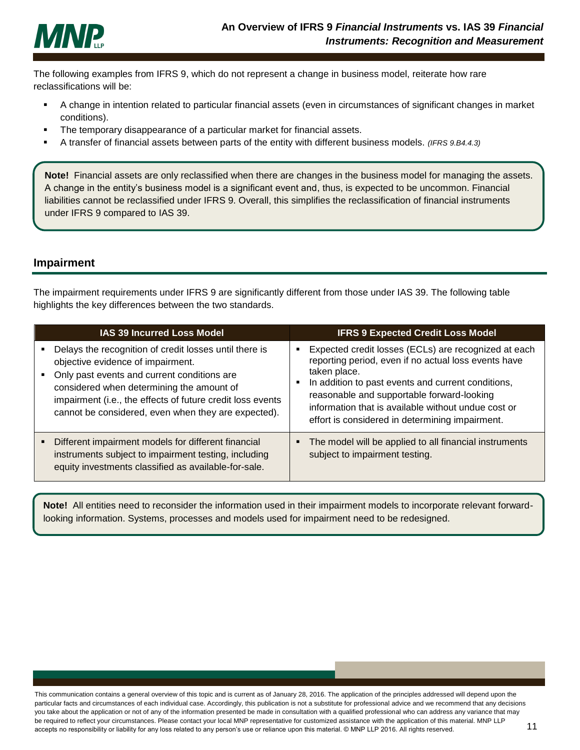The following examples from IFRS 9, which do not represent a change in business model, reiterate how rare reclassifications will be:

- A change in intention related to particular financial assets (even in circumstances of significant changes in market conditions).
- The temporary disappearance of a particular market for financial assets.
- A transfer of financial assets between parts of the entity with different business models. *(IFRS 9.B4.4.3)*

**Note!** Financial assets are only reclassified when there are changes in the business model for managing the assets. A change in the entity's business model is a significant event and, thus, is expected to be uncommon. Financial liabilities cannot be reclassified under IFRS 9. Overall, this simplifies the reclassification of financial instruments under IFRS 9 compared to IAS 39.

## Impairment

The impairment requirements under IFRS 9 are significantly different from those under IAS 39. The following table highlights the key differences between the two standards.

| IAS 39 Incurred Loss Model | IFRS 9 Expected Credit Loss Model |
|---|---|
| ▪ Delays the recognition of credit losses until there is objective evidence of impairment.<br>▪ Only past events and current conditions are considered when determining the amount of impairment (i.e., the effects of future credit loss events cannot be considered, even when they are expected). | ▪ Expected credit losses (ECLs) are recognized at each reporting period, even if no actual loss events have taken place.<br>▪ In addition to past events and current conditions, reasonable and supportable forward-looking information that is available without undue cost or effort is considered in determining impairment. |
| ▪ Different impairment models for different financial instruments subject to impairment testing, including equity investments classified as available-for-sale. | ▪ The model will be applied to all financial instruments subject to impairment testing. |

**Note!** All entities need to reconsider the information used in their impairment models to incorporate relevant forward-looking information. Systems, processes and models used for impairment need to be redesigned.

This communication contains a general overview of this topic and is current as of January 28, 2016. The application of the principles addressed will depend upon the particular facts and circumstances of each individual case. Accordingly, this publication is not a substitute for professional advice and we recommend that any decisions you take about the application or not of any of the information presented be made in consultation with a qualified professional who can address any variance that may be required to reflect your circumstances. Please contact your local MNP representative for customized assistance with the application of this material. MNP LLP accepts no responsibility or liability for any loss related to any person's use or reliance upon this material. © MNP LLP 2016. All rights reserved.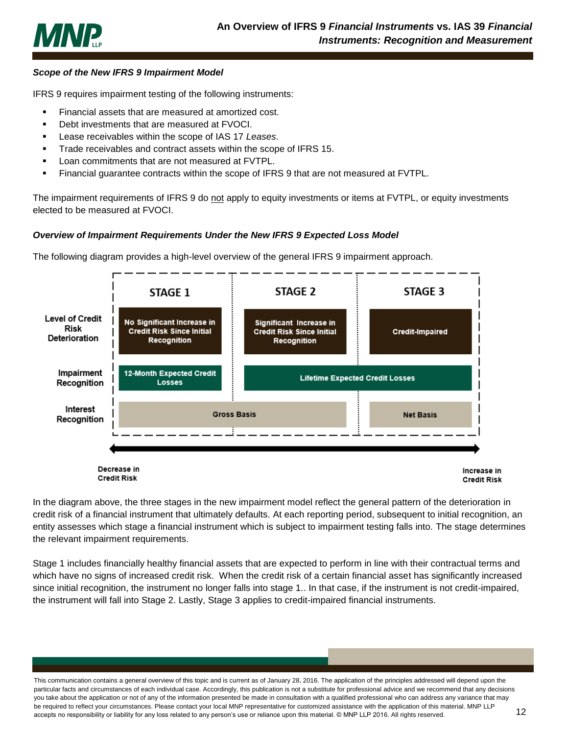***Scope of the New IFRS 9 Impairment Model***

IFRS 9 requires impairment testing of the following instruments:

- Financial assets that are measured at amortized cost.
- Debt investments that are measured at FVOCI.
- Lease receivables within the scope of IAS 17 *Leases*.
- Trade receivables and contract assets within the scope of IFRS 15.
- Loan commitments that are not measured at FVTPL.
- Financial guarantee contracts within the scope of IFRS 9 that are not measured at FVTPL.

The impairment requirements of IFRS 9 do not apply to equity investments or items at FVTPL, or equity investments elected to be measured at FVOCI.

***Overview of Impairment Requirements Under the New IFRS 9 Expected Loss Model***

The following diagram provides a high-level overview of the general IFRS 9 impairment approach.

| | STAGE 1 | STAGE 2 | STAGE 3 |
|---|---|---|---|
| Level of Credit Risk Deterioration | No Significant Increase in Credit Risk Since Initial Recognition | Significant Increase in Credit Risk Since Initial Recognition | Credit-Impaired |
| Impairment Recognition | 12-Month Expected Credit Losses | Lifetime Expected Credit Losses | |
| Interest Recognition | Gross Basis | | Net Basis |

Decrease in Credit Risk ⟷ Increase in Credit Risk

In the diagram above, the three stages in the new impairment model reflect the general pattern of the deterioration in credit risk of a financial instrument that ultimately defaults. At each reporting period, subsequent to initial recognition, an entity assesses which stage a financial instrument which is subject to impairment testing falls into. The stage determines the relevant impairment requirements.

Stage 1 includes financially healthy financial assets that are expected to perform in line with their contractual terms and which have no signs of increased credit risk. When the credit risk of a certain financial asset has significantly increased since initial recognition, the instrument no longer falls into stage 1.. In that case, if the instrument is not credit-impaired, the instrument will fall into Stage 2. Lastly, Stage 3 applies to credit-impaired financial instruments.

This communication contains a general overview of this topic and is current as of January 28, 2016. The application of the principles addressed will depend upon the particular facts and circumstances of each individual case. Accordingly, this publication is not a substitute for professional advice and we recommend that any decisions you take about the application or not of any of the information presented be made in consultation with a qualified professional who can address any variance that may be required to reflect your circumstances. Please contact your local MNP representative for customized assistance with the application of this material. MNP LLP accepts no responsibility or liability for any loss related to any person's use or reliance upon this material. © MNP LLP 2016. All rights reserved.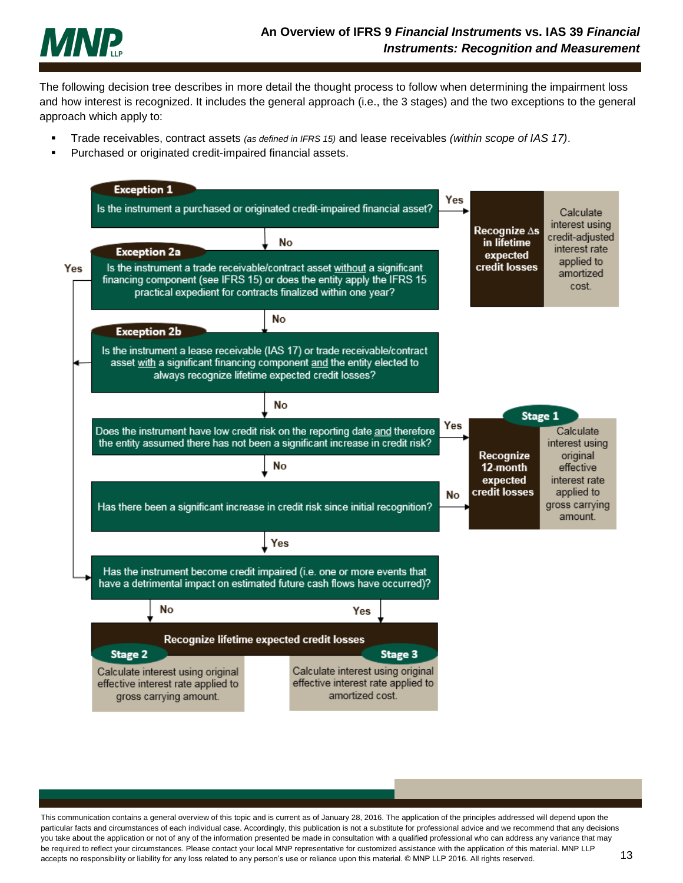The following decision tree describes in more detail the thought process to follow when determining the impairment loss and how interest is recognized. It includes the general approach (i.e., the 3 stages) and the two exceptions to the general approach which apply to:

- Trade receivables, contract assets *(as defined in IFRS 15)* and lease receivables *(within scope of IAS 17)*.
- Purchased or originated credit-impaired financial assets.

**Exception 1**

Is the instrument a purchased or originated credit-impaired financial asset?

- Yes → **Recognize Δs in lifetime expected credit losses** — Calculate interest using credit-adjusted interest rate applied to amortized cost.
- No ↓

**Exception 2a**

Is the instrument a trade receivable/contract asset without a significant financing component (see IFRS 15) or does the entity apply the IFRS 15 practical expedient for contracts finalized within one year?

- Yes → Has the instrument become credit impaired?
- No ↓

**Exception 2b**

Is the instrument a lease receivable (IAS 17) or trade receivable/contract asset with a significant financing component and the entity elected to always recognize lifetime expected credit losses?

- Yes → Has the instrument become credit impaired?
- No ↓

Does the instrument have low credit risk on the reporting date and therefore the entity assumed there has not been a significant increase in credit risk?

- Yes → **Stage 1**
- No ↓

Has there been a significant increase in credit risk since initial recognition?

- No → **Stage 1**
- Yes ↓

**Stage 1: Recognize 12-month expected credit losses** — Calculate interest using original effective interest rate applied to gross carrying amount.

Has the instrument become credit impaired (i.e. one or more events that have a detrimental impact on estimated future cash flows have occurred)?

- No → **Stage 2**
- Yes → **Stage 3**

**Recognize lifetime expected credit losses**

| Stage 2 | Stage 3 |
|---|---|
| Calculate interest using original effective interest rate applied to gross carrying amount. | Calculate interest using original effective interest rate applied to amortized cost. |

This communication contains a general overview of this topic and is current as of January 28, 2016. The application of the principles addressed will depend upon the particular facts and circumstances of each individual case. Accordingly, this publication is not a substitute for professional advice and we recommend that any decisions you take about the application or not of any of the information presented be made in consultation with a qualified professional who can address any variance that may be required to reflect your circumstances. Please contact your local MNP representative for customized assistance with the application of this material. MNP LLP accepts no responsibility or liability for any loss related to any person's use or reliance upon this material. © MNP LLP 2016. All rights reserved.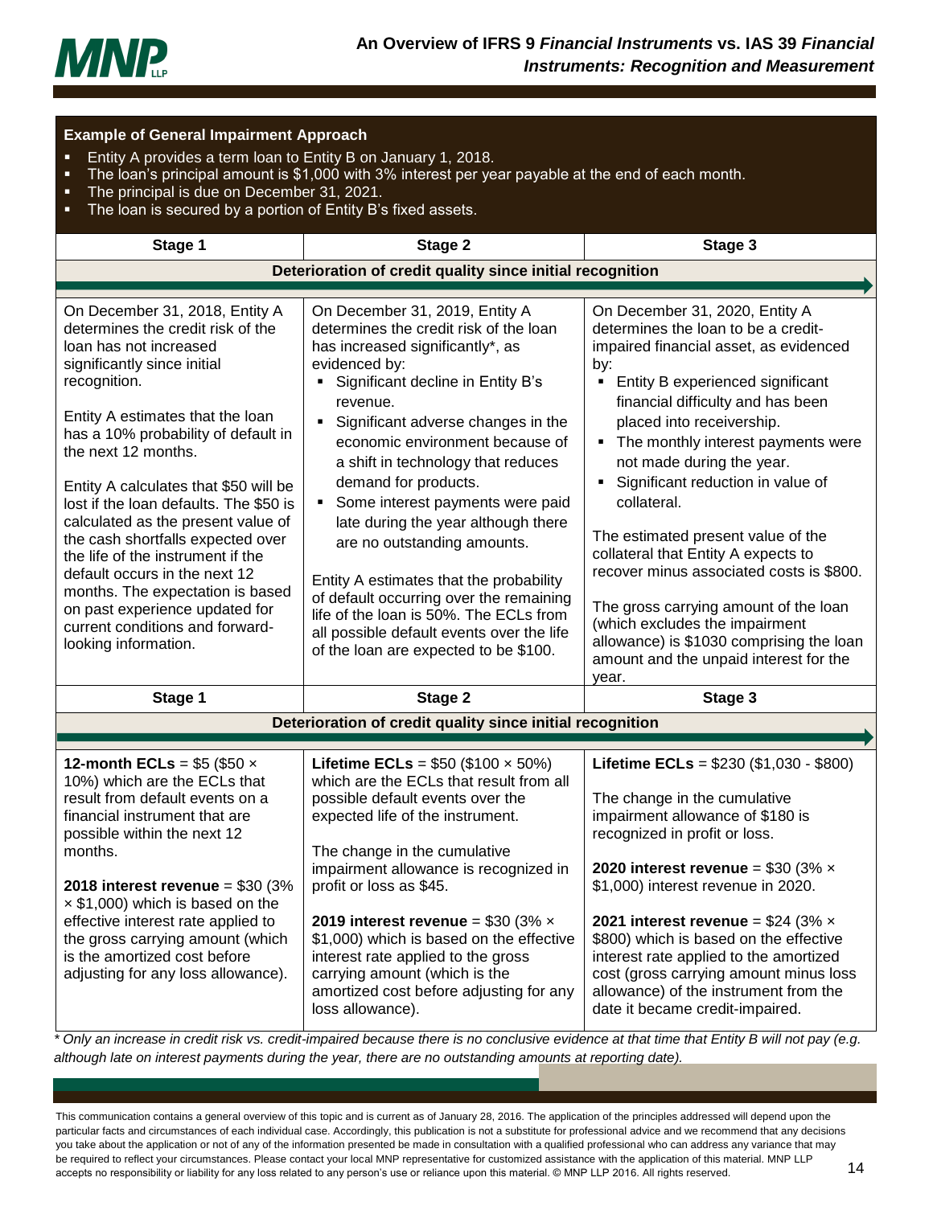### Example of General Impairment Approach

- Entity A provides a term loan to Entity B on January 1, 2018.
- The loan's principal amount is $1,000 with 3% interest per year payable at the end of each month.
- The principal is due on December 31, 2021.
- The loan is secured by a portion of Entity B's fixed assets.

| Stage 1 | Stage 2 | Stage 3 |
|---|---|---|
| **Deterioration of credit quality since initial recognition** | | |
| On December 31, 2018, Entity A determines the credit risk of the loan has not increased significantly since initial recognition.<br><br>Entity A estimates that the loan has a 10% probability of default in the next 12 months.<br><br>Entity A calculates that $50 will be lost if the loan defaults. The $50 is calculated as the present value of the cash shortfalls expected over the life of the instrument if the default occurs in the next 12 months. The expectation is based on past experience updated for current conditions and forward-looking information. | On December 31, 2019, Entity A determines the credit risk of the loan has increased significantly*, as evidenced by:<br>▪ Significant decline in Entity B's revenue.<br>▪ Significant adverse changes in the economic environment because of a shift in technology that reduces demand for products.<br>▪ Some interest payments were paid late during the year although there are no outstanding amounts.<br><br>Entity A estimates that the probability of default occurring over the remaining life of the loan is 50%. The ECLs from all possible default events over the life of the loan are expected to be $100. | On December 31, 2020, Entity A determines the loan to be a credit-impaired financial asset, as evidenced by:<br>▪ Entity B experienced significant financial difficulty and has been placed into receivership.<br>▪ The monthly interest payments were not made during the year.<br>▪ Significant reduction in value of collateral.<br><br>The estimated present value of the collateral that Entity A expects to recover minus associated costs is $800.<br><br>The gross carrying amount of the loan (which excludes the impairment allowance) is $1030 comprising the loan amount and the unpaid interest for the year. |
| **Stage 1** | **Stage 2** | **Stage 3** |
| **Deterioration of credit quality since initial recognition** | | |
| **12-month ECLs** = $5 ($50 × 10%) which are the ECLs that result from default events on a financial instrument that are possible within the next 12 months.<br><br>**2018 interest revenue** = $30 (3% × $1,000) which is based on the effective interest rate applied to the gross carrying amount (which is the amortized cost before adjusting for any loss allowance). | **Lifetime ECLs** = $50 ($100 × 50%) which are the ECLs that result from all possible default events over the expected life of the instrument.<br><br>The change in the cumulative impairment allowance is recognized in profit or loss as $45.<br><br>**2019 interest revenue** = $30 (3% × $1,000) which is based on the effective interest rate applied to the gross carrying amount (which is the amortized cost before adjusting for any loss allowance). | **Lifetime ECLs** = $230 ($1,030 - $800)<br><br>The change in the cumulative impairment allowance of $180 is recognized in profit or loss.<br><br>**2020 interest revenue** = $30 (3% × $1,000) interest revenue in 2020.<br><br>**2021 interest revenue** = $24 (3% × $800) which is based on the effective interest rate applied to the amortized cost (gross carrying amount minus loss allowance) of the instrument from the date it became credit-impaired. |

*\* Only an increase in credit risk vs. credit-impaired because there is no conclusive evidence at that time that Entity B will not pay (e.g. although late on interest payments during the year, there are no outstanding amounts at reporting date).*

This communication contains a general overview of this topic and is current as of January 28, 2016. The application of the principles addressed will depend upon the particular facts and circumstances of each individual case. Accordingly, this publication is not a substitute for professional advice and we recommend that any decisions you take about the application or not of any of the information presented be made in consultation with a qualified professional who can address any variance that may be required to reflect your circumstances. Please contact your local MNP representative for customized assistance with the application of this material. MNP LLP accepts no responsibility or liability for any loss related to any person's use or reliance upon this material. © MNP LLP 2016. All rights reserved.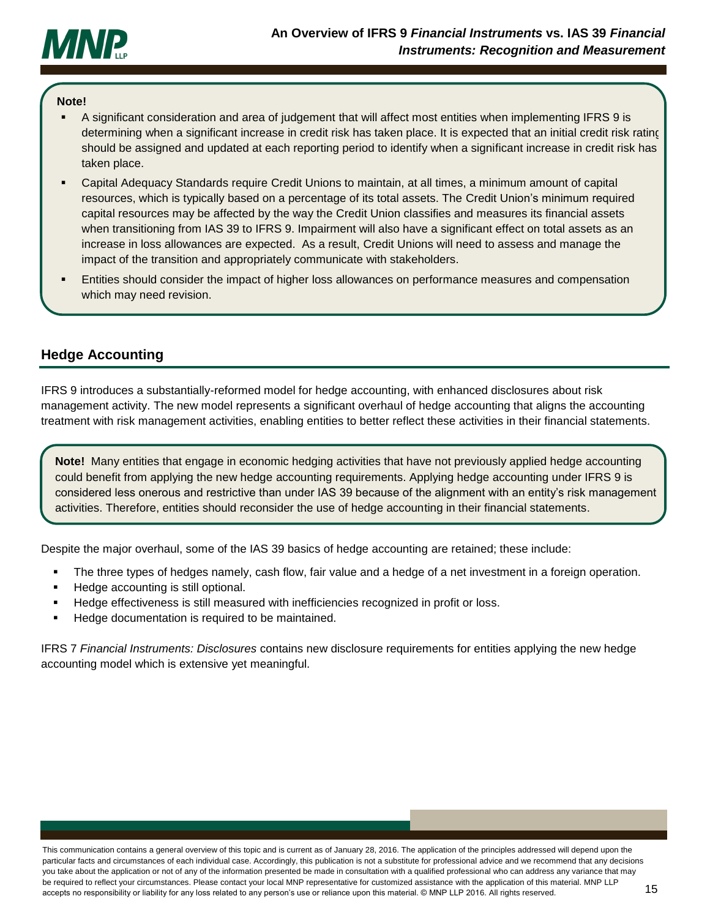**Note!**

- A significant consideration and area of judgement that will affect most entities when implementing IFRS 9 is determining when a significant increase in credit risk has taken place. It is expected that an initial credit risk rating should be assigned and updated at each reporting period to identify when a significant increase in credit risk has taken place.
- Capital Adequacy Standards require Credit Unions to maintain, at all times, a minimum amount of capital resources, which is typically based on a percentage of its total assets. The Credit Union's minimum required capital resources may be affected by the way the Credit Union classifies and measures its financial assets when transitioning from IAS 39 to IFRS 9. Impairment will also have a significant effect on total assets as an increase in loss allowances are expected. As a result, Credit Unions will need to assess and manage the impact of the transition and appropriately communicate with stakeholders.
- Entities should consider the impact of higher loss allowances on performance measures and compensation which may need revision.

## Hedge Accounting

IFRS 9 introduces a substantially-reformed model for hedge accounting, with enhanced disclosures about risk management activity. The new model represents a significant overhaul of hedge accounting that aligns the accounting treatment with risk management activities, enabling entities to better reflect these activities in their financial statements.

**Note!** Many entities that engage in economic hedging activities that have not previously applied hedge accounting could benefit from applying the new hedge accounting requirements. Applying hedge accounting under IFRS 9 is considered less onerous and restrictive than under IAS 39 because of the alignment with an entity's risk management activities. Therefore, entities should reconsider the use of hedge accounting in their financial statements.

Despite the major overhaul, some of the IAS 39 basics of hedge accounting are retained; these include:

- The three types of hedges namely, cash flow, fair value and a hedge of a net investment in a foreign operation.
- Hedge accounting is still optional.
- Hedge effectiveness is still measured with inefficiencies recognized in profit or loss.
- Hedge documentation is required to be maintained.

IFRS 7 *Financial Instruments: Disclosures* contains new disclosure requirements for entities applying the new hedge accounting model which is extensive yet meaningful.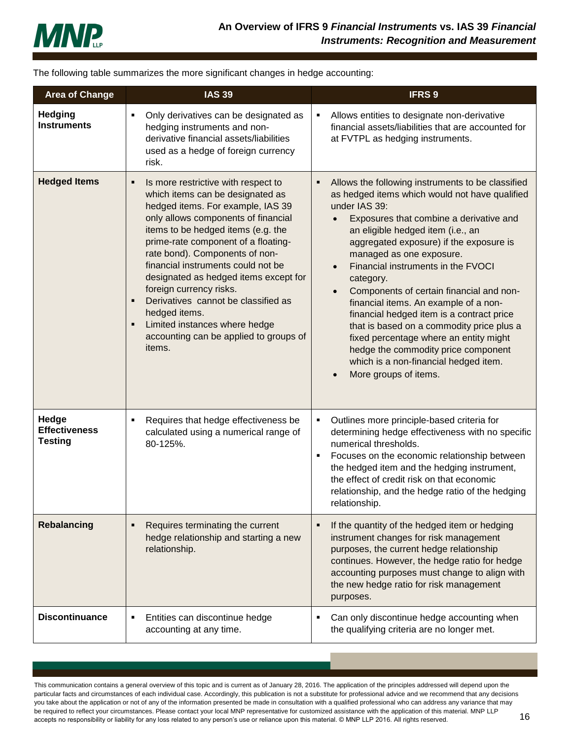The following table summarizes the more significant changes in hedge accounting:

| Area of Change | IAS 39 | IFRS 9 |
|---|---|---|
| **Hedging Instruments** | ▪ Only derivatives can be designated as hedging instruments and non-derivative financial assets/liabilities used as a hedge of foreign currency risk. | ▪ Allows entities to designate non-derivative financial assets/liabilities that are accounted for at FVTPL as hedging instruments. |
| **Hedged Items** | ▪ Is more restrictive with respect to which items can be designated as hedged items. For example, IAS 39 only allows components of financial items to be hedged items (e.g. the prime-rate component of a floating-rate bond). Components of non-financial instruments could not be designated as hedged items except for foreign currency risks.<br>▪ Derivatives cannot be classified as hedged items.<br>▪ Limited instances where hedge accounting can be applied to groups of items. | ▪ Allows the following instruments to be classified as hedged items which would not have qualified under IAS 39:<br>• Exposures that combine a derivative and an eligible hedged item (i.e., an aggregated exposure) if the exposure is managed as one exposure.<br>• Financial instruments in the FVOCI category.<br>• Components of certain financial and non-financial items. An example of a non-financial hedged item is a contract price that is based on a commodity price plus a fixed percentage where an entity might hedge the commodity price component which is a non-financial hedged item.<br>• More groups of items. |
| **Hedge Effectiveness Testing** | ▪ Requires that hedge effectiveness be calculated using a numerical range of 80-125%. | ▪ Outlines more principle-based criteria for determining hedge effectiveness with no specific numerical thresholds.<br>▪ Focuses on the economic relationship between the hedged item and the hedging instrument, the effect of credit risk on that economic relationship, and the hedge ratio of the hedging relationship. |
| **Rebalancing** | ▪ Requires terminating the current hedge relationship and starting a new relationship. | ▪ If the quantity of the hedged item or hedging instrument changes for risk management purposes, the current hedge relationship continues. However, the hedge ratio for hedge accounting purposes must change to align with the new hedge ratio for risk management purposes. |
| **Discontinuance** | ▪ Entities can discontinue hedge accounting at any time. | ▪ Can only discontinue hedge accounting when the qualifying criteria are no longer met. |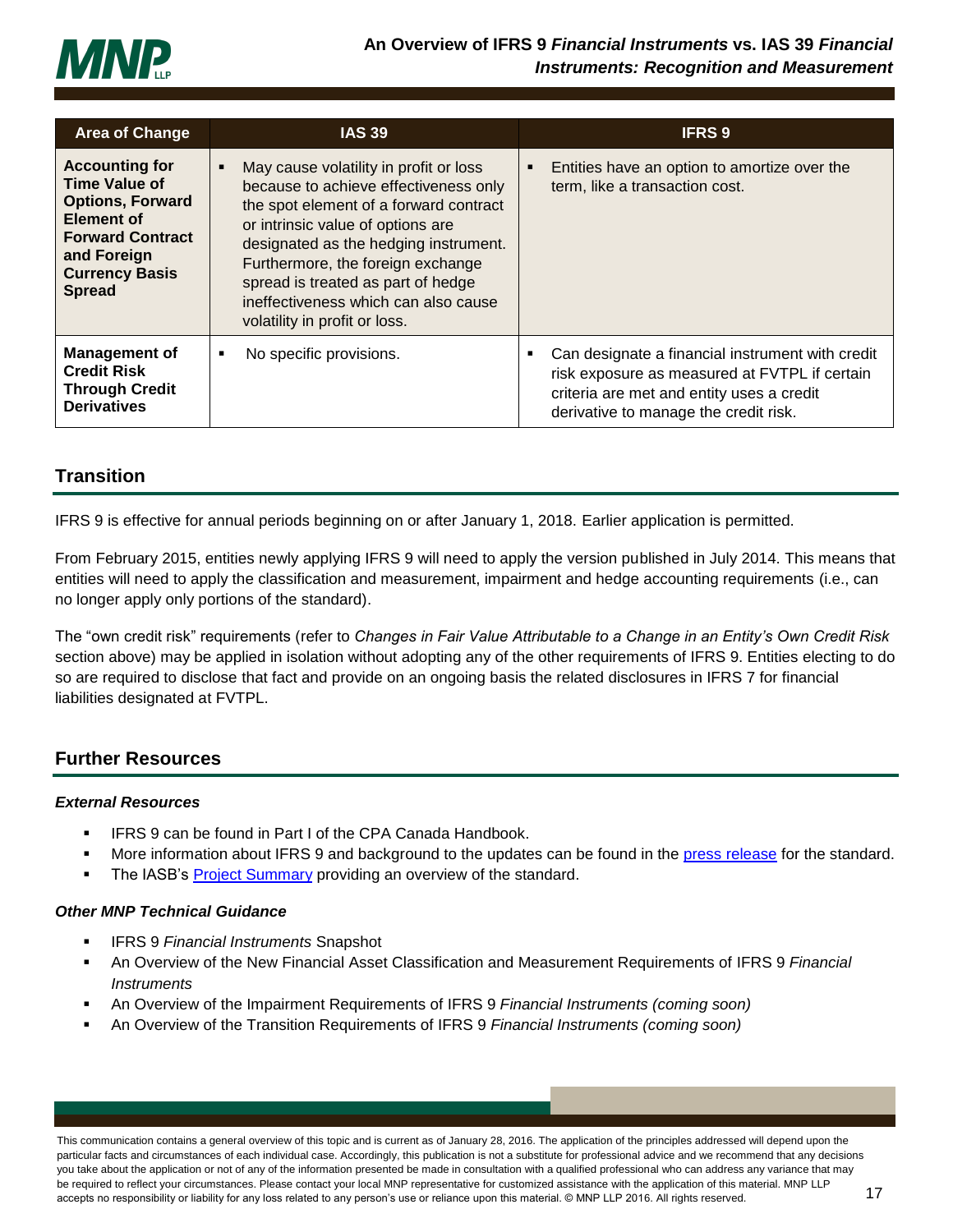| Area of Change | IAS 39 | IFRS 9 |
|---|---|---|
| **Accounting for Time Value of Options, Forward Element of Forward Contract and Foreign Currency Basis Spread** | ▪ May cause volatility in profit or loss because to achieve effectiveness only the spot element of a forward contract or intrinsic value of options are designated as the hedging instrument. Furthermore, the foreign exchange spread is treated as part of hedge ineffectiveness which can also cause volatility in profit or loss. | ▪ Entities have an option to amortize over the term, like a transaction cost. |
| **Management of Credit Risk Through Credit Derivatives** | ▪ No specific provisions. | ▪ Can designate a financial instrument with credit risk exposure as measured at FVTPL if certain criteria are met and entity uses a credit derivative to manage the credit risk. |

## Transition

IFRS 9 is effective for annual periods beginning on or after January 1, 2018. Earlier application is permitted.

From February 2015, entities newly applying IFRS 9 will need to apply the version published in July 2014. This means that entities will need to apply the classification and measurement, impairment and hedge accounting requirements (i.e., can no longer apply only portions of the standard).

The "own credit risk" requirements (refer to *Changes in Fair Value Attributable to a Change in an Entity's Own Credit Risk* section above) may be applied in isolation without adopting any of the other requirements of IFRS 9. Entities electing to do so are required to disclose that fact and provide on an ongoing basis the related disclosures in IFRS 7 for financial liabilities designated at FVTPL.

## Further Resources

### *External Resources*

- IFRS 9 can be found in Part I of the CPA Canada Handbook.
- More information about IFRS 9 and background to the updates can be found in the press release for the standard.
- The IASB's Project Summary providing an overview of the standard.

### *Other MNP Technical Guidance*

- IFRS 9 *Financial Instruments* Snapshot
- An Overview of the New Financial Asset Classification and Measurement Requirements of IFRS 9 *Financial Instruments*
- An Overview of the Impairment Requirements of IFRS 9 *Financial Instruments (coming soon)*
- An Overview of the Transition Requirements of IFRS 9 *Financial Instruments (coming soon)*

This communication contains a general overview of this topic and is current as of January 28, 2016. The application of the principles addressed will depend upon the particular facts and circumstances of each individual case. Accordingly, this publication is not a substitute for professional advice and we recommend that any decisions you take about the application or not of any of the information presented be made in consultation with a qualified professional who can address any variance that may be required to reflect your circumstances. Please contact your local MNP representative for customized assistance with the application of this material. MNP LLP accepts no responsibility or liability for any loss related to any person's use or reliance upon this material. © MNP LLP 2016. All rights reserved.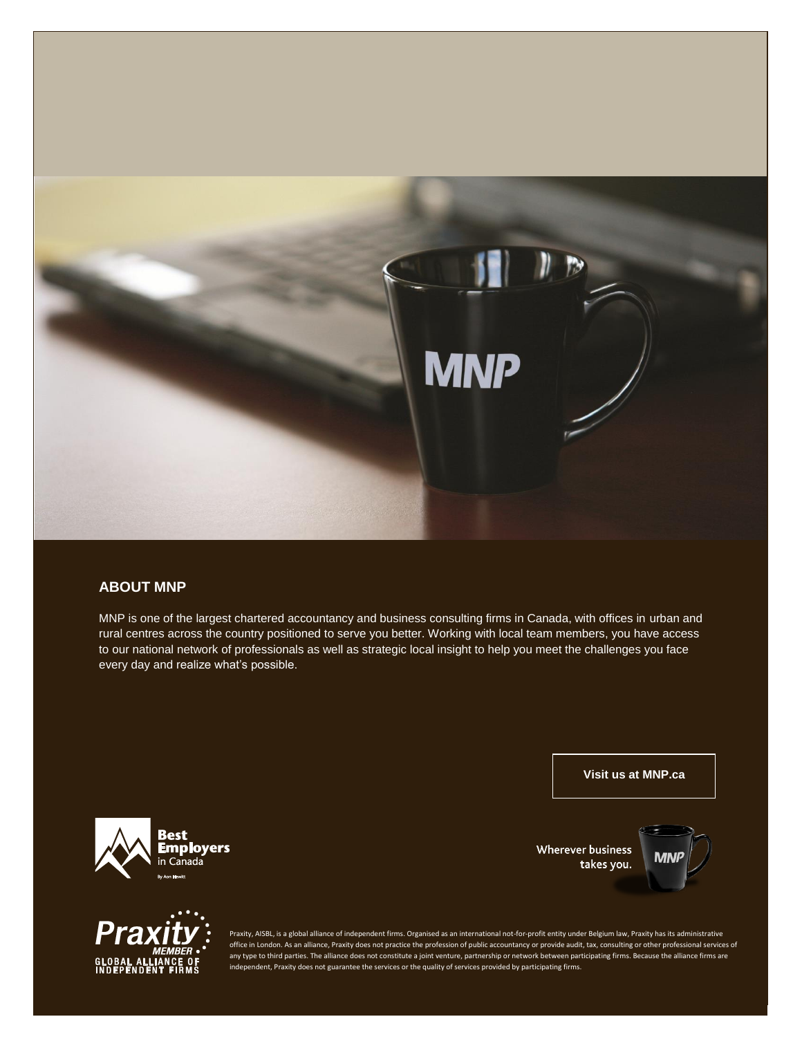## ABOUT MNP

MNP is one of the largest chartered accountancy and business consulting firms in Canada, with offices in urban and rural centres across the country positioned to serve you better. Working with local team members, you have access to our national network of professionals as well as strategic local insight to help you meet the challenges you face every day and realize what's possible.

**Visit us at MNP.ca**

Best Employers in Canada

By Aon Hewitt

Wherever business takes you.

Praxity MEMBER GLOBAL ALLIANCE OF INDEPENDENT FIRMS

Praxity, AISBL, is a global alliance of independent firms. Organised as an international not-for-profit entity under Belgium law, Praxity has its administrative office in London. As an alliance, Praxity does not practice the profession of public accountancy or provide audit, tax, consulting or other professional services of any type to third parties. The alliance does not constitute a joint venture, partnership or network between participating firms. Because the alliance firms are independent, Praxity does not guarantee the services or the quality of services provided by participating firms.